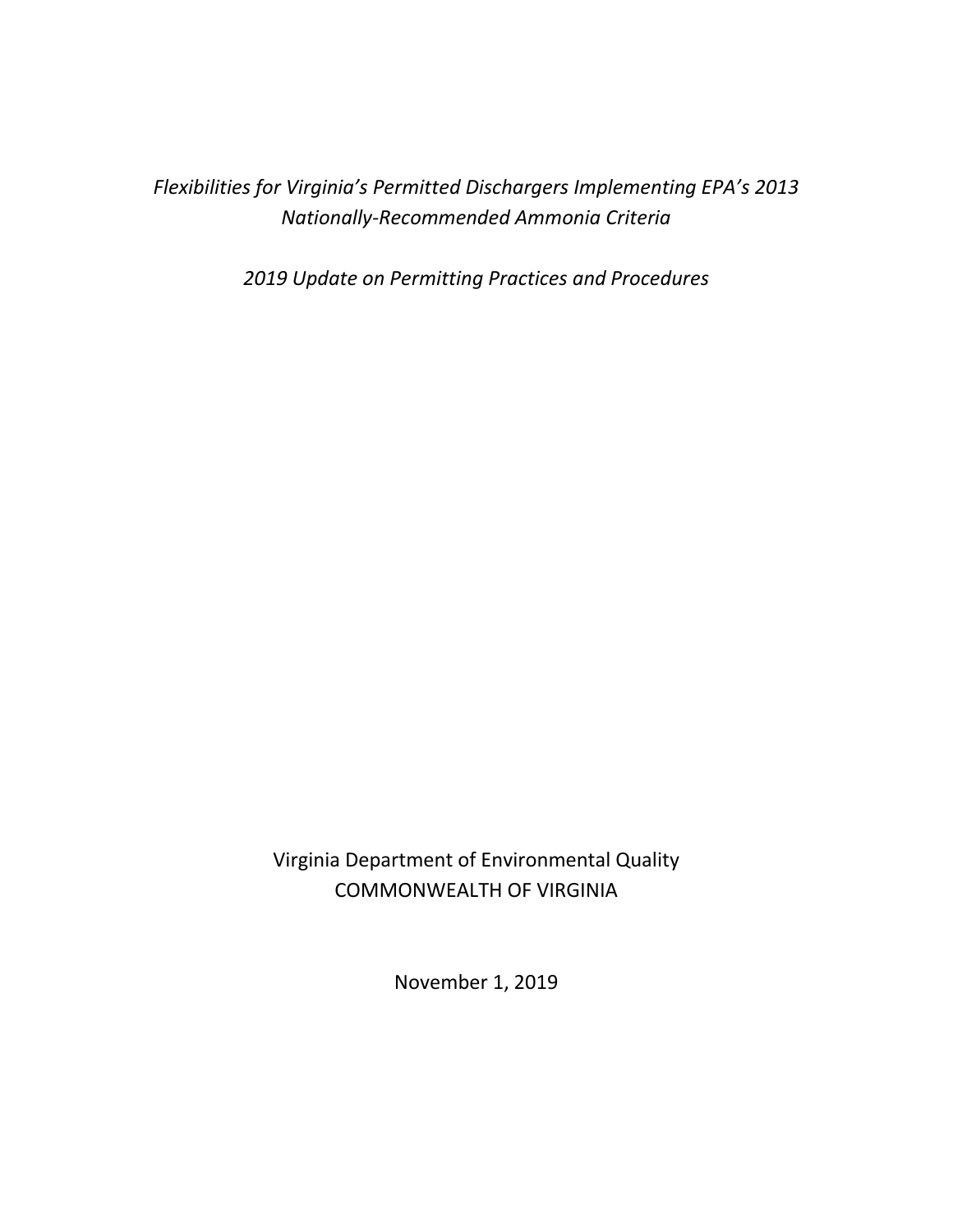*Flexibilities for Virginia's Permitted Dischargers Implementing EPA's 2013 Nationally-Recommended Ammonia Criteria*

*2019 Update on Permitting Practices and Procedures*

Virginia Department of Environmental Quality
COMMONWEALTH OF VIRGINIA

November 1, 2019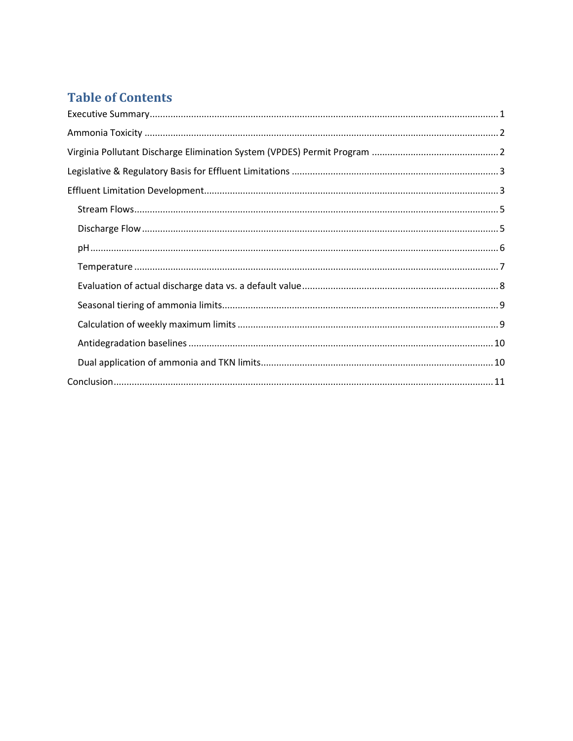# Table of Contents

- Executive Summary ..... 1
- Ammonia Toxicity ..... 2
- Virginia Pollutant Discharge Elimination System (VPDES) Permit Program ..... 2
- Legislative & Regulatory Basis for Effluent Limitations ..... 3
- Effluent Limitation Development ..... 3
  - Stream Flows ..... 5
  - Discharge Flow ..... 5
  - pH ..... 6
  - Temperature ..... 7
  - Evaluation of actual discharge data vs. a default value ..... 8
  - Seasonal tiering of ammonia limits ..... 9
  - Calculation of weekly maximum limits ..... 9
  - Antidegradation baselines ..... 10
  - Dual application of ammonia and TKN limits ..... 10
- Conclusion ..... 11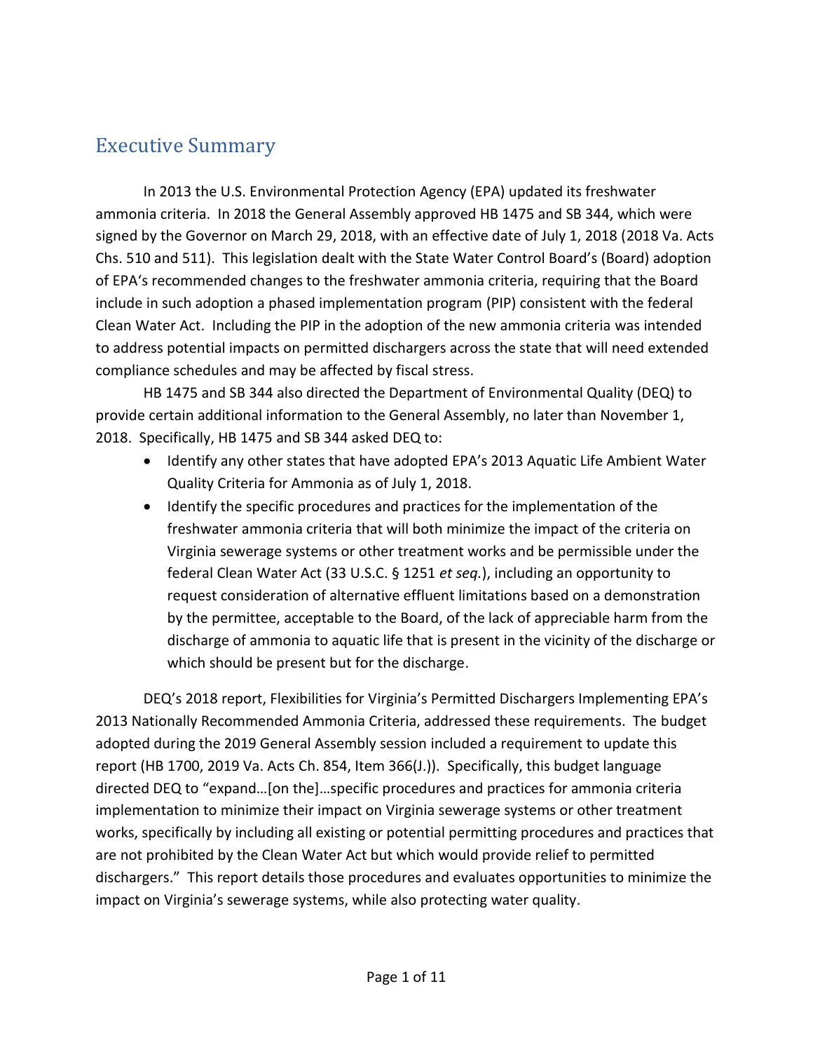# Executive Summary

In 2013 the U.S. Environmental Protection Agency (EPA) updated its freshwater ammonia criteria. In 2018 the General Assembly approved HB 1475 and SB 344, which were signed by the Governor on March 29, 2018, with an effective date of July 1, 2018 (2018 Va. Acts Chs. 510 and 511). This legislation dealt with the State Water Control Board's (Board) adoption of EPA's recommended changes to the freshwater ammonia criteria, requiring that the Board include in such adoption a phased implementation program (PIP) consistent with the federal Clean Water Act. Including the PIP in the adoption of the new ammonia criteria was intended to address potential impacts on permitted dischargers across the state that will need extended compliance schedules and may be affected by fiscal stress.

HB 1475 and SB 344 also directed the Department of Environmental Quality (DEQ) to provide certain additional information to the General Assembly, no later than November 1, 2018. Specifically, HB 1475 and SB 344 asked DEQ to:

- Identify any other states that have adopted EPA's 2013 Aquatic Life Ambient Water Quality Criteria for Ammonia as of July 1, 2018.
- Identify the specific procedures and practices for the implementation of the freshwater ammonia criteria that will both minimize the impact of the criteria on Virginia sewerage systems or other treatment works and be permissible under the federal Clean Water Act (33 U.S.C. § 1251 *et seq.*), including an opportunity to request consideration of alternative effluent limitations based on a demonstration by the permittee, acceptable to the Board, of the lack of appreciable harm from the discharge of ammonia to aquatic life that is present in the vicinity of the discharge or which should be present but for the discharge.

DEQ's 2018 report, Flexibilities for Virginia's Permitted Dischargers Implementing EPA's 2013 Nationally Recommended Ammonia Criteria, addressed these requirements. The budget adopted during the 2019 General Assembly session included a requirement to update this report (HB 1700, 2019 Va. Acts Ch. 854, Item 366(J.)). Specifically, this budget language directed DEQ to "expand…[on the]…specific procedures and practices for ammonia criteria implementation to minimize their impact on Virginia sewerage systems or other treatment works, specifically by including all existing or potential permitting procedures and practices that are not prohibited by the Clean Water Act but which would provide relief to permitted dischargers." This report details those procedures and evaluates opportunities to minimize the impact on Virginia's sewerage systems, while also protecting water quality.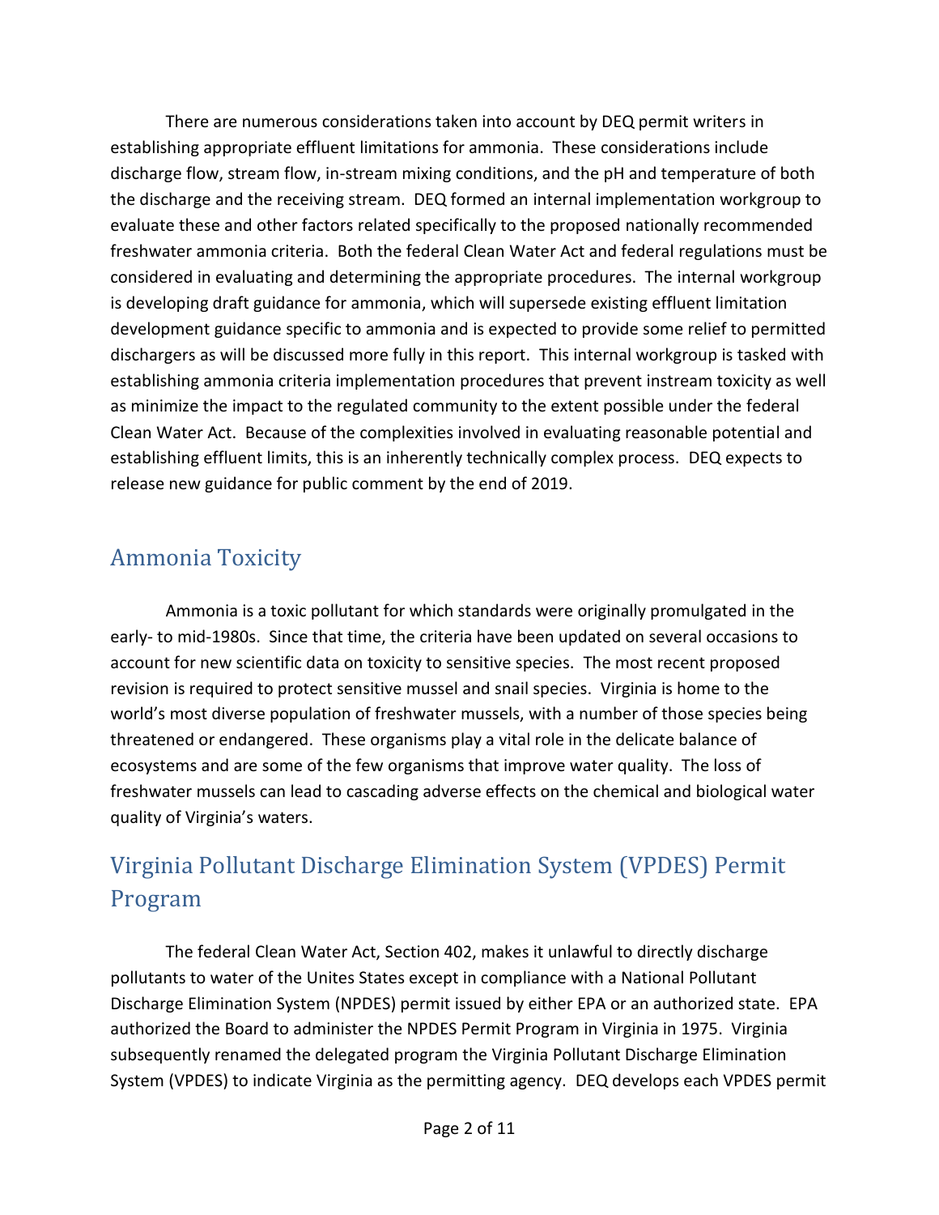There are numerous considerations taken into account by DEQ permit writers in establishing appropriate effluent limitations for ammonia. These considerations include discharge flow, stream flow, in-stream mixing conditions, and the pH and temperature of both the discharge and the receiving stream. DEQ formed an internal implementation workgroup to evaluate these and other factors related specifically to the proposed nationally recommended freshwater ammonia criteria. Both the federal Clean Water Act and federal regulations must be considered in evaluating and determining the appropriate procedures. The internal workgroup is developing draft guidance for ammonia, which will supersede existing effluent limitation development guidance specific to ammonia and is expected to provide some relief to permitted dischargers as will be discussed more fully in this report. This internal workgroup is tasked with establishing ammonia criteria implementation procedures that prevent instream toxicity as well as minimize the impact to the regulated community to the extent possible under the federal Clean Water Act. Because of the complexities involved in evaluating reasonable potential and establishing effluent limits, this is an inherently technically complex process. DEQ expects to release new guidance for public comment by the end of 2019.

## Ammonia Toxicity

Ammonia is a toxic pollutant for which standards were originally promulgated in the early- to mid-1980s. Since that time, the criteria have been updated on several occasions to account for new scientific data on toxicity to sensitive species. The most recent proposed revision is required to protect sensitive mussel and snail species. Virginia is home to the world's most diverse population of freshwater mussels, with a number of those species being threatened or endangered. These organisms play a vital role in the delicate balance of ecosystems and are some of the few organisms that improve water quality. The loss of freshwater mussels can lead to cascading adverse effects on the chemical and biological water quality of Virginia's waters.

## Virginia Pollutant Discharge Elimination System (VPDES) Permit Program

The federal Clean Water Act, Section 402, makes it unlawful to directly discharge pollutants to water of the Unites States except in compliance with a National Pollutant Discharge Elimination System (NPDES) permit issued by either EPA or an authorized state. EPA authorized the Board to administer the NPDES Permit Program in Virginia in 1975. Virginia subsequently renamed the delegated program the Virginia Pollutant Discharge Elimination System (VPDES) to indicate Virginia as the permitting agency. DEQ develops each VPDES permit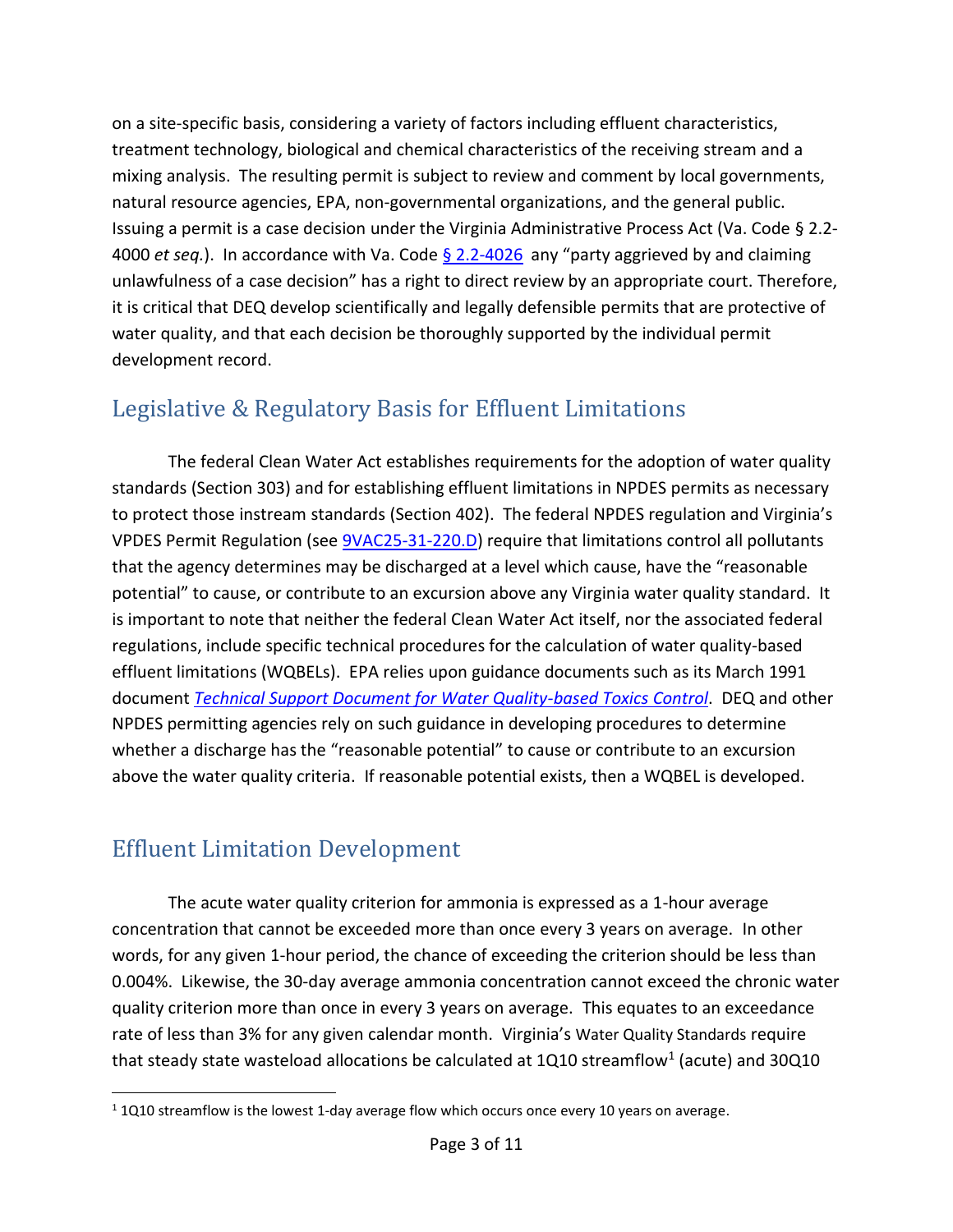on a site-specific basis, considering a variety of factors including effluent characteristics, treatment technology, biological and chemical characteristics of the receiving stream and a mixing analysis. The resulting permit is subject to review and comment by local governments, natural resource agencies, EPA, non-governmental organizations, and the general public. Issuing a permit is a case decision under the Virginia Administrative Process Act (Va. Code § 2.2-4000 *et seq.*). In accordance with Va. Code [§ 2.2-4026](#) any "party aggrieved by and claiming unlawfulness of a case decision" has a right to direct review by an appropriate court. Therefore, it is critical that DEQ develop scientifically and legally defensible permits that are protective of water quality, and that each decision be thoroughly supported by the individual permit development record.

## Legislative & Regulatory Basis for Effluent Limitations

The federal Clean Water Act establishes requirements for the adoption of water quality standards (Section 303) and for establishing effluent limitations in NPDES permits as necessary to protect those instream standards (Section 402). The federal NPDES regulation and Virginia's VPDES Permit Regulation (see [9VAC25-31-220.D](#)) require that limitations control all pollutants that the agency determines may be discharged at a level which cause, have the "reasonable potential" to cause, or contribute to an excursion above any Virginia water quality standard. It is important to note that neither the federal Clean Water Act itself, nor the associated federal regulations, include specific technical procedures for the calculation of water quality-based effluent limitations (WQBELs). EPA relies upon guidance documents such as its March 1991 document [*Technical Support Document for Water Quality-based Toxics Control*](#). DEQ and other NPDES permitting agencies rely on such guidance in developing procedures to determine whether a discharge has the "reasonable potential" to cause or contribute to an excursion above the water quality criteria. If reasonable potential exists, then a WQBEL is developed.

## Effluent Limitation Development

The acute water quality criterion for ammonia is expressed as a 1-hour average concentration that cannot be exceeded more than once every 3 years on average. In other words, for any given 1-hour period, the chance of exceeding the criterion should be less than 0.004%. Likewise, the 30-day average ammonia concentration cannot exceed the chronic water quality criterion more than once in every 3 years on average. This equates to an exceedance rate of less than 3% for any given calendar month. Virginia's Water Quality Standards require that steady state wasteload allocations be calculated at 1Q10 streamflow[1] (acute) and 30Q10

[1] 1Q10 streamflow is the lowest 1-day average flow which occurs once every 10 years on average.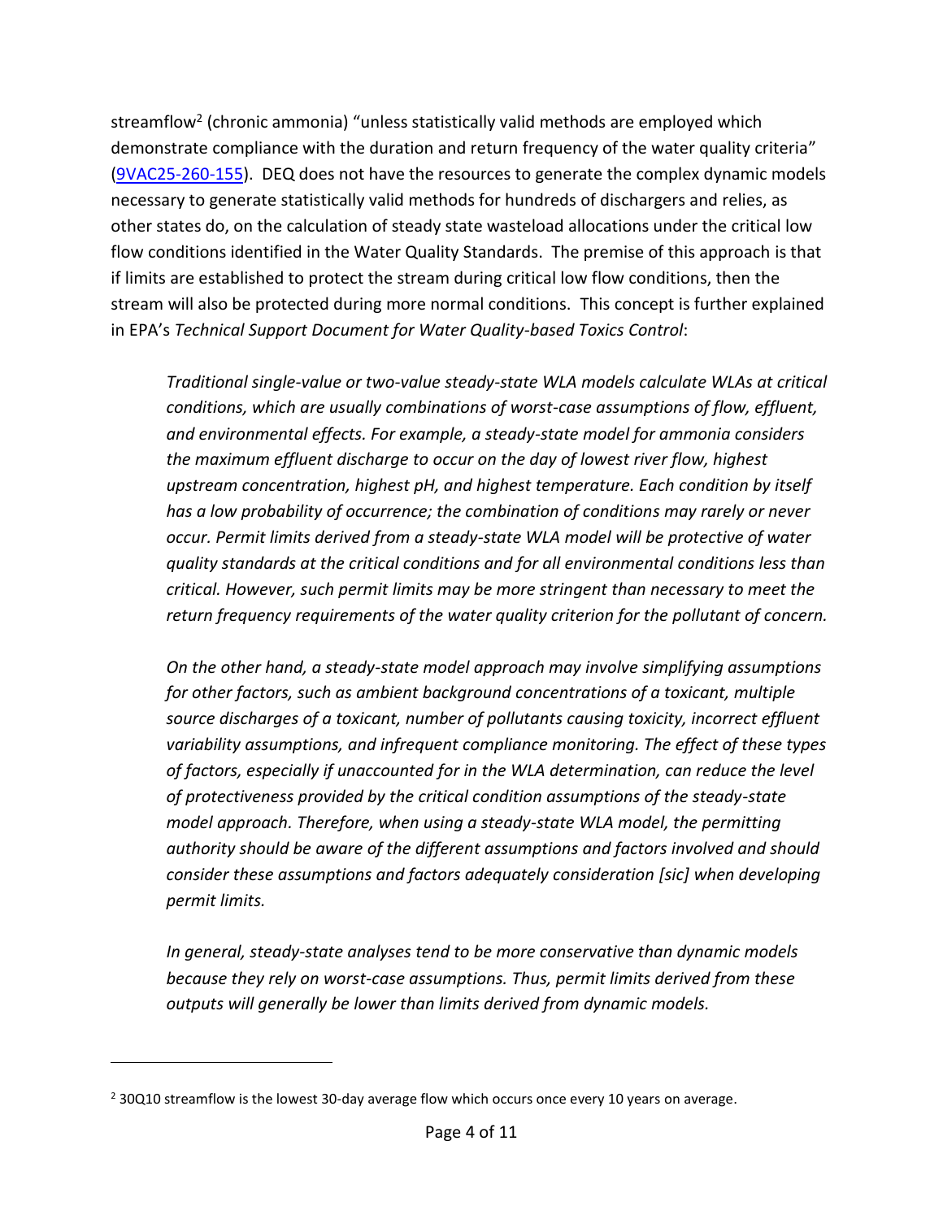streamflow[2] (chronic ammonia) "unless statistically valid methods are employed which demonstrate compliance with the duration and return frequency of the water quality criteria" (9VAC25-260-155). DEQ does not have the resources to generate the complex dynamic models necessary to generate statistically valid methods for hundreds of dischargers and relies, as other states do, on the calculation of steady state wasteload allocations under the critical low flow conditions identified in the Water Quality Standards. The premise of this approach is that if limits are established to protect the stream during critical low flow conditions, then the stream will also be protected during more normal conditions. This concept is further explained in EPA's *Technical Support Document for Water Quality-based Toxics Control*:

> *Traditional single-value or two-value steady-state WLA models calculate WLAs at critical conditions, which are usually combinations of worst-case assumptions of flow, effluent, and environmental effects. For example, a steady-state model for ammonia considers the maximum effluent discharge to occur on the day of lowest river flow, highest upstream concentration, highest pH, and highest temperature. Each condition by itself has a low probability of occurrence; the combination of conditions may rarely or never occur. Permit limits derived from a steady-state WLA model will be protective of water quality standards at the critical conditions and for all environmental conditions less than critical. However, such permit limits may be more stringent than necessary to meet the return frequency requirements of the water quality criterion for the pollutant of concern.*
>
> *On the other hand, a steady-state model approach may involve simplifying assumptions for other factors, such as ambient background concentrations of a toxicant, multiple source discharges of a toxicant, number of pollutants causing toxicity, incorrect effluent variability assumptions, and infrequent compliance monitoring. The effect of these types of factors, especially if unaccounted for in the WLA determination, can reduce the level of protectiveness provided by the critical condition assumptions of the steady-state model approach. Therefore, when using a steady-state WLA model, the permitting authority should be aware of the different assumptions and factors involved and should consider these assumptions and factors adequately consideration [sic] when developing permit limits.*
>
> *In general, steady-state analyses tend to be more conservative than dynamic models because they rely on worst-case assumptions. Thus, permit limits derived from these outputs will generally be lower than limits derived from dynamic models.*

---

[2] 30Q10 streamflow is the lowest 30-day average flow which occurs once every 10 years on average.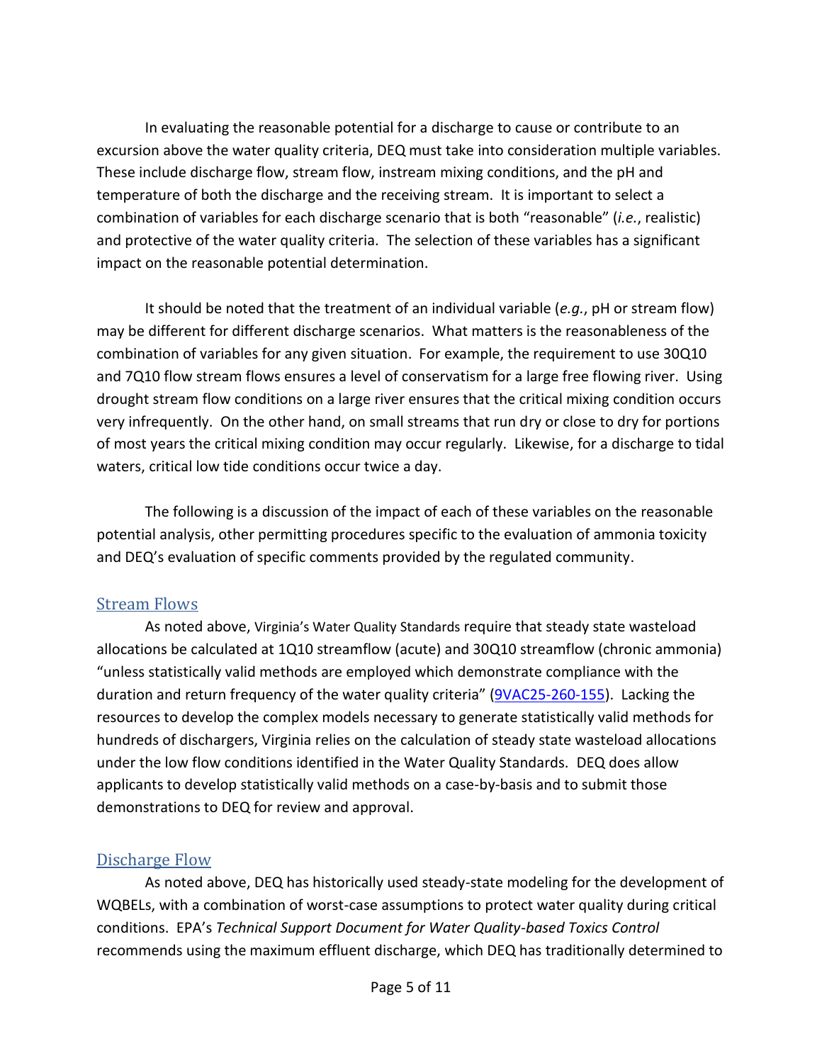In evaluating the reasonable potential for a discharge to cause or contribute to an excursion above the water quality criteria, DEQ must take into consideration multiple variables. These include discharge flow, stream flow, instream mixing conditions, and the pH and temperature of both the discharge and the receiving stream. It is important to select a combination of variables for each discharge scenario that is both "reasonable" (*i.e.*, realistic) and protective of the water quality criteria. The selection of these variables has a significant impact on the reasonable potential determination.

It should be noted that the treatment of an individual variable (*e.g.*, pH or stream flow) may be different for different discharge scenarios. What matters is the reasonableness of the combination of variables for any given situation. For example, the requirement to use 30Q10 and 7Q10 flow stream flows ensures a level of conservatism for a large free flowing river. Using drought stream flow conditions on a large river ensures that the critical mixing condition occurs very infrequently. On the other hand, on small streams that run dry or close to dry for portions of most years the critical mixing condition may occur regularly. Likewise, for a discharge to tidal waters, critical low tide conditions occur twice a day.

The following is a discussion of the impact of each of these variables on the reasonable potential analysis, other permitting procedures specific to the evaluation of ammonia toxicity and DEQ's evaluation of specific comments provided by the regulated community.

## Stream Flows

As noted above, Virginia's Water Quality Standards require that steady state wasteload allocations be calculated at 1Q10 streamflow (acute) and 30Q10 streamflow (chronic ammonia) "unless statistically valid methods are employed which demonstrate compliance with the duration and return frequency of the water quality criteria" (9VAC25-260-155). Lacking the resources to develop the complex models necessary to generate statistically valid methods for hundreds of dischargers, Virginia relies on the calculation of steady state wasteload allocations under the low flow conditions identified in the Water Quality Standards. DEQ does allow applicants to develop statistically valid methods on a case-by-basis and to submit those demonstrations to DEQ for review and approval.

## Discharge Flow

As noted above, DEQ has historically used steady-state modeling for the development of WQBELs, with a combination of worst-case assumptions to protect water quality during critical conditions. EPA's *Technical Support Document for Water Quality-based Toxics Control* recommends using the maximum effluent discharge, which DEQ has traditionally determined to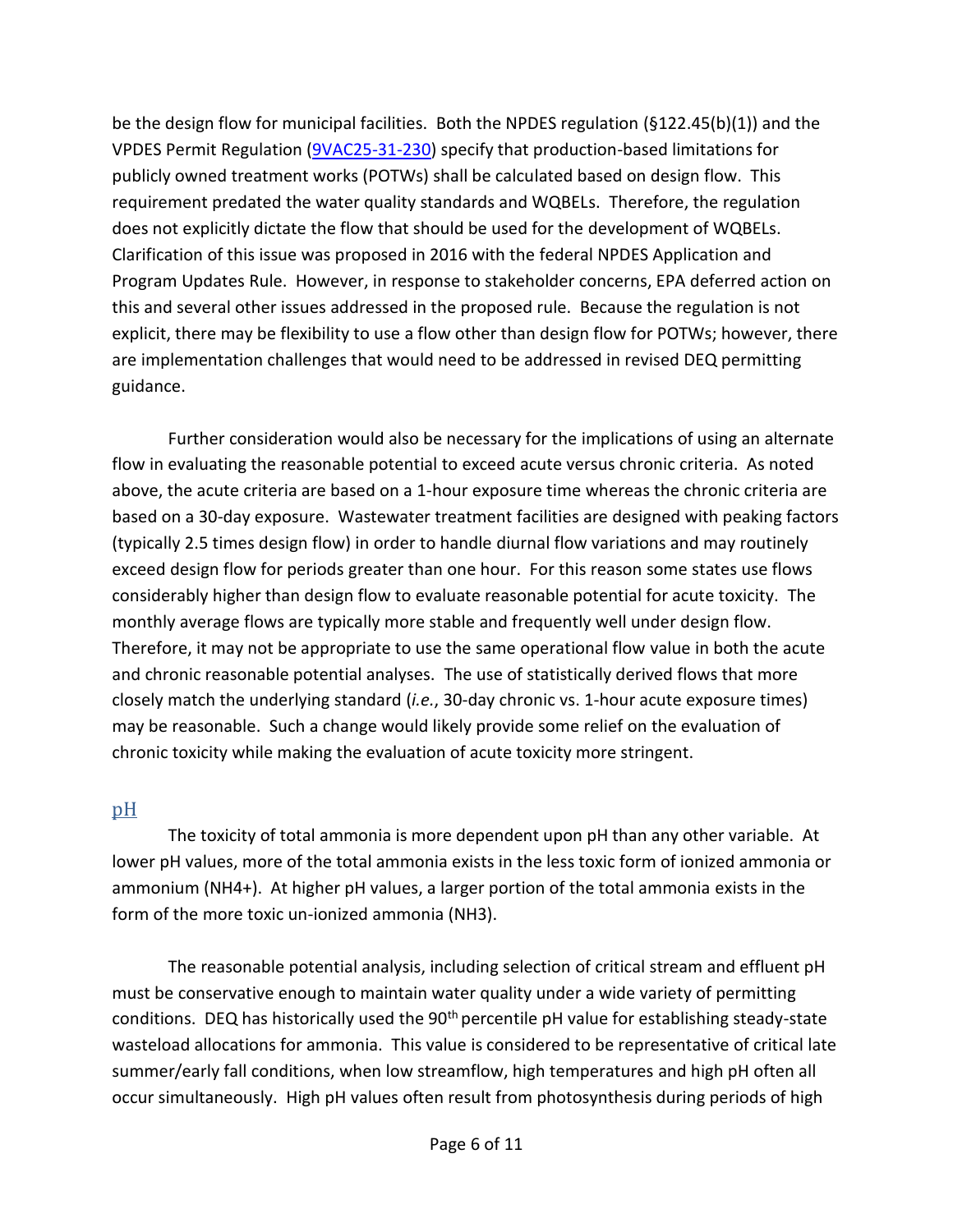be the design flow for municipal facilities. Both the NPDES regulation (§122.45(b)(1)) and the VPDES Permit Regulation ([9VAC25-31-230](9VAC25-31-230)) specify that production-based limitations for publicly owned treatment works (POTWs) shall be calculated based on design flow. This requirement predated the water quality standards and WQBELs. Therefore, the regulation does not explicitly dictate the flow that should be used for the development of WQBELs. Clarification of this issue was proposed in 2016 with the federal NPDES Application and Program Updates Rule. However, in response to stakeholder concerns, EPA deferred action on this and several other issues addressed in the proposed rule. Because the regulation is not explicit, there may be flexibility to use a flow other than design flow for POTWs; however, there are implementation challenges that would need to be addressed in revised DEQ permitting guidance.

Further consideration would also be necessary for the implications of using an alternate flow in evaluating the reasonable potential to exceed acute versus chronic criteria. As noted above, the acute criteria are based on a 1-hour exposure time whereas the chronic criteria are based on a 30-day exposure. Wastewater treatment facilities are designed with peaking factors (typically 2.5 times design flow) in order to handle diurnal flow variations and may routinely exceed design flow for periods greater than one hour. For this reason some states use flows considerably higher than design flow to evaluate reasonable potential for acute toxicity. The monthly average flows are typically more stable and frequently well under design flow. Therefore, it may not be appropriate to use the same operational flow value in both the acute and chronic reasonable potential analyses. The use of statistically derived flows that more closely match the underlying standard (*i.e.*, 30-day chronic vs. 1-hour acute exposure times) may be reasonable. Such a change would likely provide some relief on the evaluation of chronic toxicity while making the evaluation of acute toxicity more stringent.

## pH

The toxicity of total ammonia is more dependent upon pH than any other variable. At lower pH values, more of the total ammonia exists in the less toxic form of ionized ammonia or ammonium ($NH_4^+$). At higher pH values, a larger portion of the total ammonia exists in the form of the more toxic un-ionized ammonia ($NH_3$).

The reasonable potential analysis, including selection of critical stream and effluent pH must be conservative enough to maintain water quality under a wide variety of permitting conditions. DEQ has historically used the 90th percentile pH value for establishing steady-state wasteload allocations for ammonia. This value is considered to be representative of critical late summer/early fall conditions, when low streamflow, high temperatures and high pH often all occur simultaneously. High pH values often result from photosynthesis during periods of high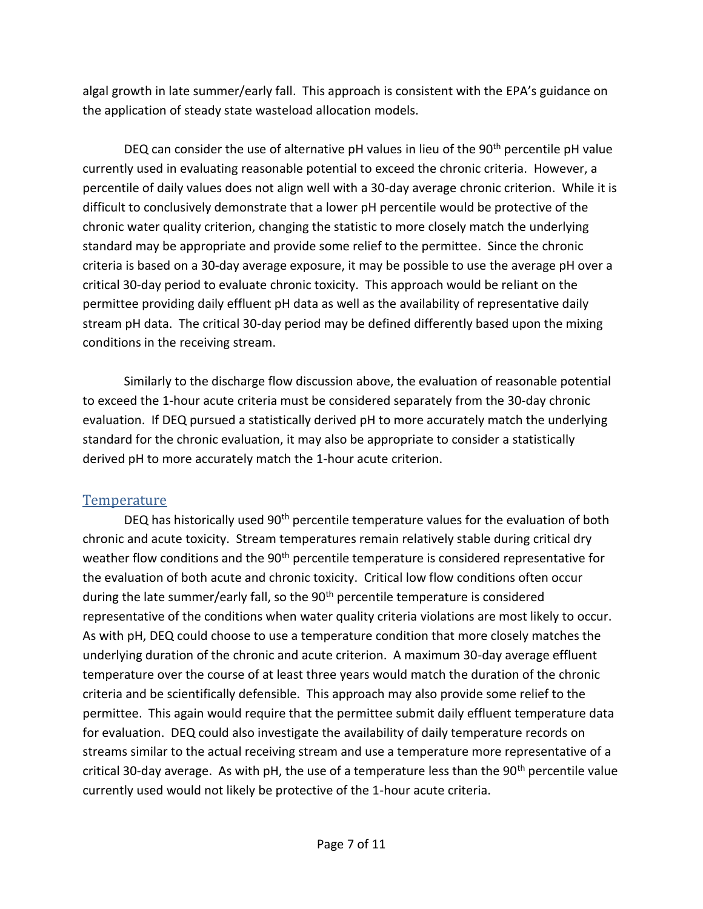algal growth in late summer/early fall. This approach is consistent with the EPA's guidance on the application of steady state wasteload allocation models.

DEQ can consider the use of alternative pH values in lieu of the 90th percentile pH value currently used in evaluating reasonable potential to exceed the chronic criteria. However, a percentile of daily values does not align well with a 30-day average chronic criterion. While it is difficult to conclusively demonstrate that a lower pH percentile would be protective of the chronic water quality criterion, changing the statistic to more closely match the underlying standard may be appropriate and provide some relief to the permittee. Since the chronic criteria is based on a 30-day average exposure, it may be possible to use the average pH over a critical 30-day period to evaluate chronic toxicity. This approach would be reliant on the permittee providing daily effluent pH data as well as the availability of representative daily stream pH data. The critical 30-day period may be defined differently based upon the mixing conditions in the receiving stream.

Similarly to the discharge flow discussion above, the evaluation of reasonable potential to exceed the 1-hour acute criteria must be considered separately from the 30-day chronic evaluation. If DEQ pursued a statistically derived pH to more accurately match the underlying standard for the chronic evaluation, it may also be appropriate to consider a statistically derived pH to more accurately match the 1-hour acute criterion.

## Temperature

DEQ has historically used 90th percentile temperature values for the evaluation of both chronic and acute toxicity. Stream temperatures remain relatively stable during critical dry weather flow conditions and the 90th percentile temperature is considered representative for the evaluation of both acute and chronic toxicity. Critical low flow conditions often occur during the late summer/early fall, so the 90th percentile temperature is considered representative of the conditions when water quality criteria violations are most likely to occur. As with pH, DEQ could choose to use a temperature condition that more closely matches the underlying duration of the chronic and acute criterion. A maximum 30-day average effluent temperature over the course of at least three years would match the duration of the chronic criteria and be scientifically defensible. This approach may also provide some relief to the permittee. This again would require that the permittee submit daily effluent temperature data for evaluation. DEQ could also investigate the availability of daily temperature records on streams similar to the actual receiving stream and use a temperature more representative of a critical 30-day average. As with pH, the use of a temperature less than the 90th percentile value currently used would not likely be protective of the 1-hour acute criteria.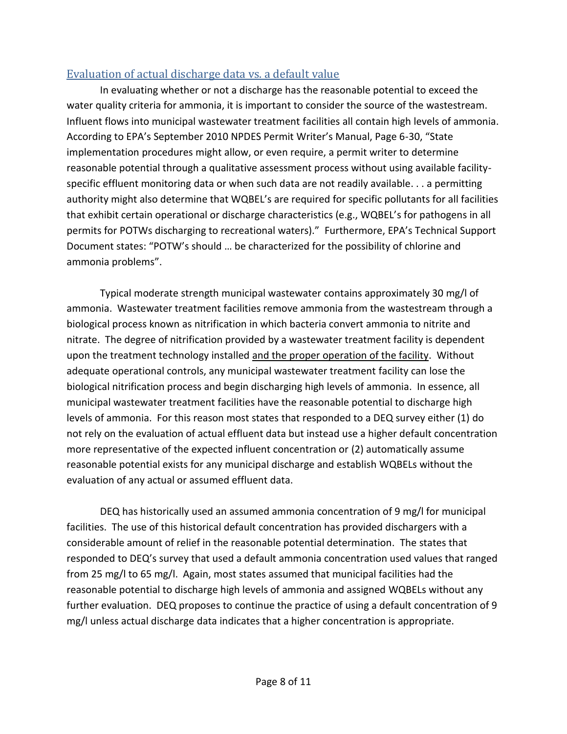## Evaluation of actual discharge data vs. a default value

In evaluating whether or not a discharge has the reasonable potential to exceed the water quality criteria for ammonia, it is important to consider the source of the wastestream. Influent flows into municipal wastewater treatment facilities all contain high levels of ammonia. According to EPA's September 2010 NPDES Permit Writer's Manual, Page 6-30, "State implementation procedures might allow, or even require, a permit writer to determine reasonable potential through a qualitative assessment process without using available facility-specific effluent monitoring data or when such data are not readily available. . . a permitting authority might also determine that WQBEL's are required for specific pollutants for all facilities that exhibit certain operational or discharge characteristics (e.g., WQBEL's for pathogens in all permits for POTWs discharging to recreational waters)." Furthermore, EPA's Technical Support Document states: "POTW's should … be characterized for the possibility of chlorine and ammonia problems".

Typical moderate strength municipal wastewater contains approximately 30 mg/l of ammonia. Wastewater treatment facilities remove ammonia from the wastestream through a biological process known as nitrification in which bacteria convert ammonia to nitrite and nitrate. The degree of nitrification provided by a wastewater treatment facility is dependent upon the treatment technology installed <u>and the proper operation of the facility</u>. Without adequate operational controls, any municipal wastewater treatment facility can lose the biological nitrification process and begin discharging high levels of ammonia. In essence, all municipal wastewater treatment facilities have the reasonable potential to discharge high levels of ammonia. For this reason most states that responded to a DEQ survey either (1) do not rely on the evaluation of actual effluent data but instead use a higher default concentration more representative of the expected influent concentration or (2) automatically assume reasonable potential exists for any municipal discharge and establish WQBELs without the evaluation of any actual or assumed effluent data.

DEQ has historically used an assumed ammonia concentration of 9 mg/l for municipal facilities. The use of this historical default concentration has provided dischargers with a considerable amount of relief in the reasonable potential determination. The states that responded to DEQ's survey that used a default ammonia concentration used values that ranged from 25 mg/l to 65 mg/l. Again, most states assumed that municipal facilities had the reasonable potential to discharge high levels of ammonia and assigned WQBELs without any further evaluation. DEQ proposes to continue the practice of using a default concentration of 9 mg/l unless actual discharge data indicates that a higher concentration is appropriate.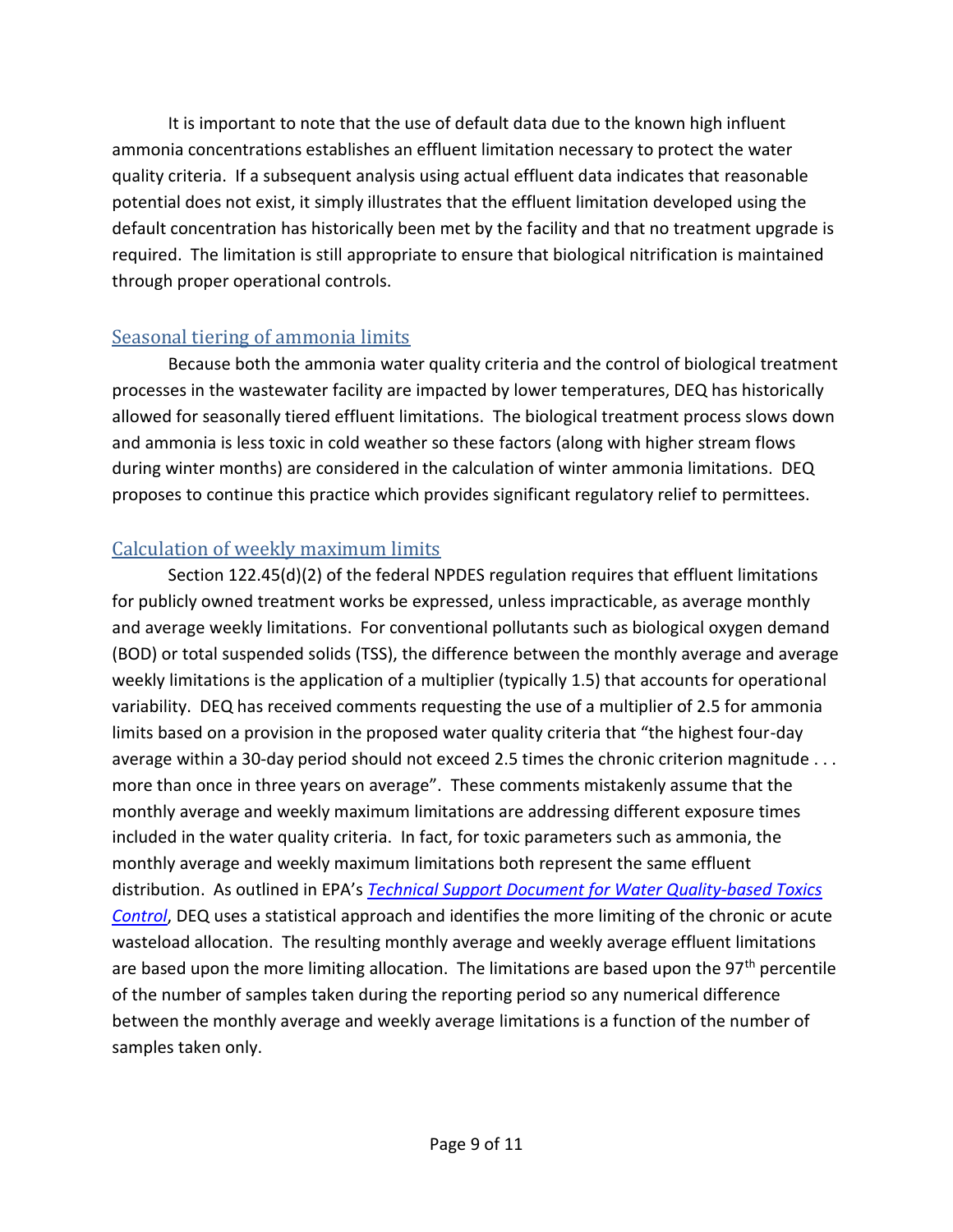It is important to note that the use of default data due to the known high influent ammonia concentrations establishes an effluent limitation necessary to protect the water quality criteria. If a subsequent analysis using actual effluent data indicates that reasonable potential does not exist, it simply illustrates that the effluent limitation developed using the default concentration has historically been met by the facility and that no treatment upgrade is required. The limitation is still appropriate to ensure that biological nitrification is maintained through proper operational controls.

## Seasonal tiering of ammonia limits

Because both the ammonia water quality criteria and the control of biological treatment processes in the wastewater facility are impacted by lower temperatures, DEQ has historically allowed for seasonally tiered effluent limitations. The biological treatment process slows down and ammonia is less toxic in cold weather so these factors (along with higher stream flows during winter months) are considered in the calculation of winter ammonia limitations. DEQ proposes to continue this practice which provides significant regulatory relief to permittees.

## Calculation of weekly maximum limits

Section 122.45(d)(2) of the federal NPDES regulation requires that effluent limitations for publicly owned treatment works be expressed, unless impracticable, as average monthly and average weekly limitations. For conventional pollutants such as biological oxygen demand (BOD) or total suspended solids (TSS), the difference between the monthly average and average weekly limitations is the application of a multiplier (typically 1.5) that accounts for operational variability. DEQ has received comments requesting the use of a multiplier of 2.5 for ammonia limits based on a provision in the proposed water quality criteria that "the highest four-day average within a 30-day period should not exceed 2.5 times the chronic criterion magnitude . . . more than once in three years on average". These comments mistakenly assume that the monthly average and weekly maximum limitations are addressing different exposure times included in the water quality criteria. In fact, for toxic parameters such as ammonia, the monthly average and weekly maximum limitations both represent the same effluent distribution. As outlined in EPA's *Technical Support Document for Water Quality-based Toxics Control*, DEQ uses a statistical approach and identifies the more limiting of the chronic or acute wasteload allocation. The resulting monthly average and weekly average effluent limitations are based upon the more limiting allocation. The limitations are based upon the 97th percentile of the number of samples taken during the reporting period so any numerical difference between the monthly average and weekly average limitations is a function of the number of samples taken only.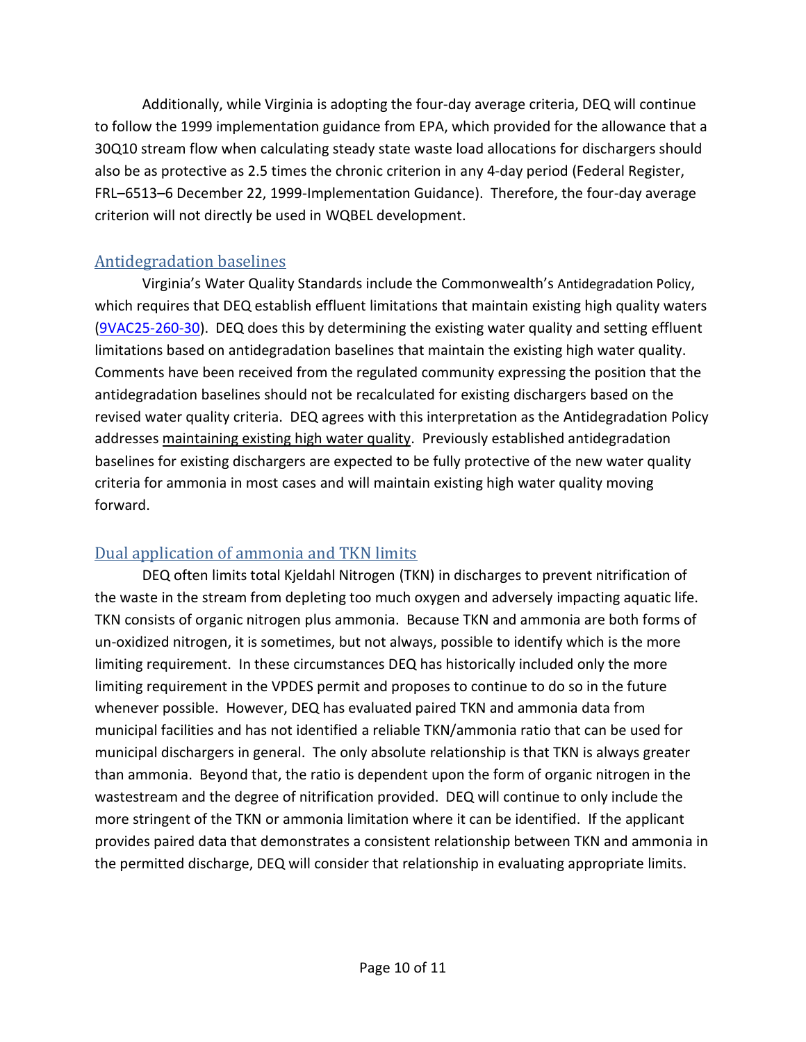Additionally, while Virginia is adopting the four-day average criteria, DEQ will continue to follow the 1999 implementation guidance from EPA, which provided for the allowance that a 30Q10 stream flow when calculating steady state waste load allocations for dischargers should also be as protective as 2.5 times the chronic criterion in any 4-day period (Federal Register, FRL–6513–6 December 22, 1999-Implementation Guidance). Therefore, the four-day average criterion will not directly be used in WQBEL development.

## Antidegradation baselines

Virginia's Water Quality Standards include the Commonwealth's Antidegradation Policy, which requires that DEQ establish effluent limitations that maintain existing high quality waters ([9VAC25-260-30](9VAC25-260-30)). DEQ does this by determining the existing water quality and setting effluent limitations based on antidegradation baselines that maintain the existing high water quality. Comments have been received from the regulated community expressing the position that the antidegradation baselines should not be recalculated for existing dischargers based on the revised water quality criteria. DEQ agrees with this interpretation as the Antidegradation Policy addresses <u>maintaining existing high water quality</u>. Previously established antidegradation baselines for existing dischargers are expected to be fully protective of the new water quality criteria for ammonia in most cases and will maintain existing high water quality moving forward.

## Dual application of ammonia and TKN limits

DEQ often limits total Kjeldahl Nitrogen (TKN) in discharges to prevent nitrification of the waste in the stream from depleting too much oxygen and adversely impacting aquatic life. TKN consists of organic nitrogen plus ammonia. Because TKN and ammonia are both forms of un-oxidized nitrogen, it is sometimes, but not always, possible to identify which is the more limiting requirement. In these circumstances DEQ has historically included only the more limiting requirement in the VPDES permit and proposes to continue to do so in the future whenever possible. However, DEQ has evaluated paired TKN and ammonia data from municipal facilities and has not identified a reliable TKN/ammonia ratio that can be used for municipal dischargers in general. The only absolute relationship is that TKN is always greater than ammonia. Beyond that, the ratio is dependent upon the form of organic nitrogen in the wastestream and the degree of nitrification provided. DEQ will continue to only include the more stringent of the TKN or ammonia limitation where it can be identified. If the applicant provides paired data that demonstrates a consistent relationship between TKN and ammonia in the permitted discharge, DEQ will consider that relationship in evaluating appropriate limits.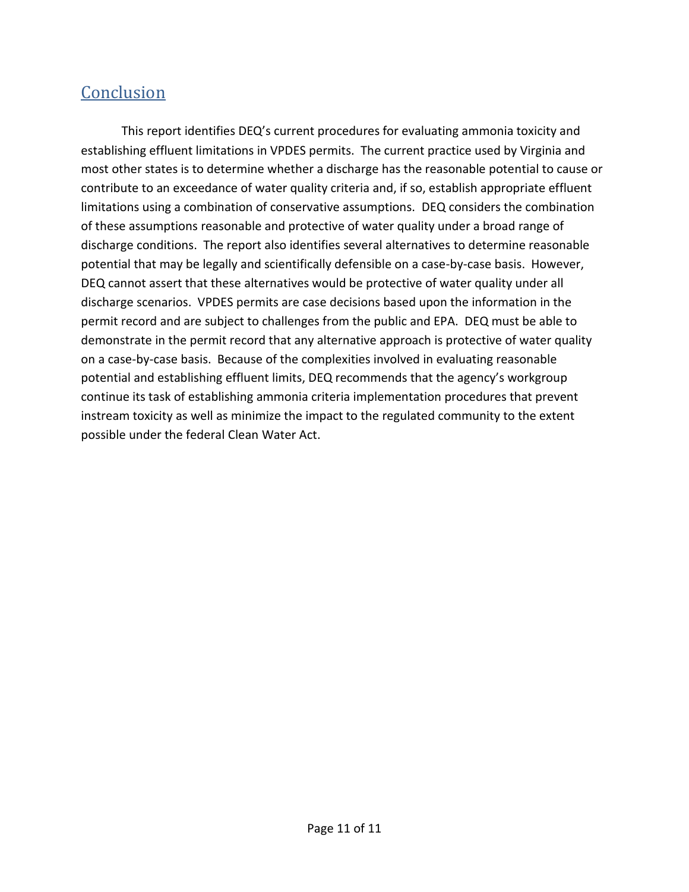## Conclusion

This report identifies DEQ's current procedures for evaluating ammonia toxicity and establishing effluent limitations in VPDES permits. The current practice used by Virginia and most other states is to determine whether a discharge has the reasonable potential to cause or contribute to an exceedance of water quality criteria and, if so, establish appropriate effluent limitations using a combination of conservative assumptions. DEQ considers the combination of these assumptions reasonable and protective of water quality under a broad range of discharge conditions. The report also identifies several alternatives to determine reasonable potential that may be legally and scientifically defensible on a case-by-case basis. However, DEQ cannot assert that these alternatives would be protective of water quality under all discharge scenarios. VPDES permits are case decisions based upon the information in the permit record and are subject to challenges from the public and EPA. DEQ must be able to demonstrate in the permit record that any alternative approach is protective of water quality on a case-by-case basis. Because of the complexities involved in evaluating reasonable potential and establishing effluent limits, DEQ recommends that the agency's workgroup continue its task of establishing ammonia criteria implementation procedures that prevent instream toxicity as well as minimize the impact to the regulated community to the extent possible under the federal Clean Water Act.